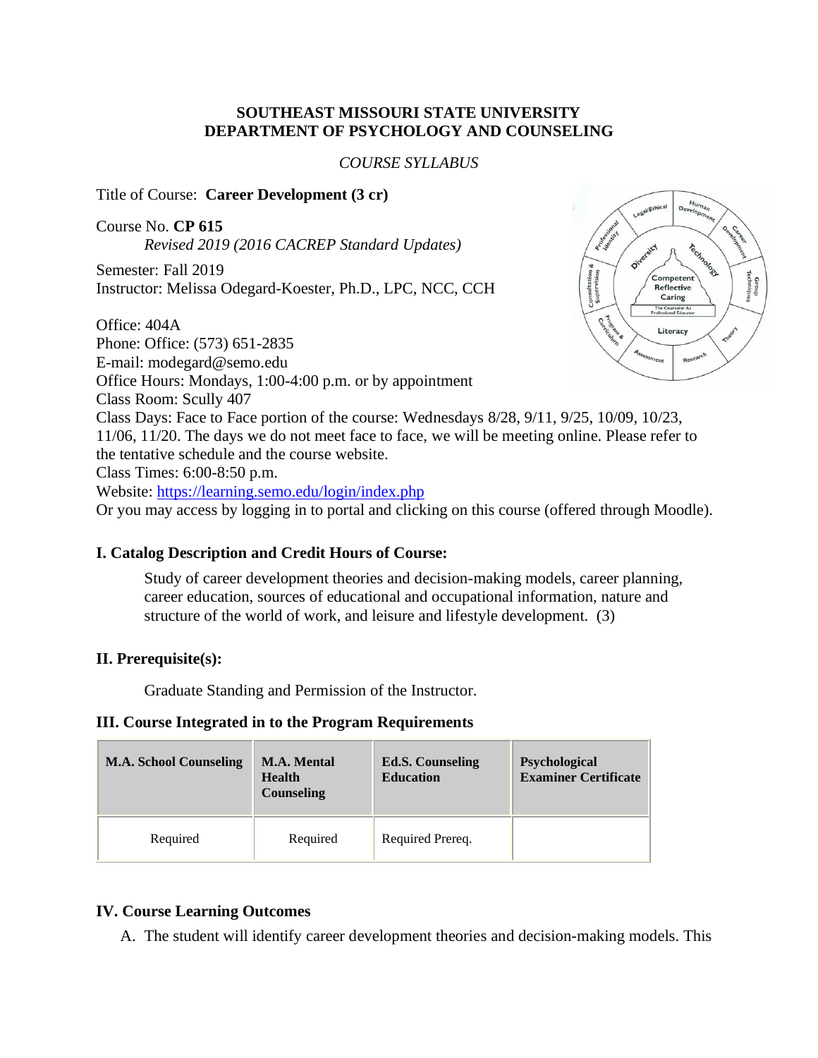**SOUTHEAST MISSOURI STATE UNIVERSITY**
**DEPARTMENT OF PSYCHOLOGY AND COUNSELING**

*COURSE SYLLABUS*

Title of Course: **Career Development (3 cr)**

Course No. **CP 615**
*Revised 2019 (2016 CACREP Standard Updates)*

Semester: Fall 2019
Instructor: Melissa Odegard-Koester, Ph.D., LPC, NCC, CCH

Office: 404A
Phone: Office: (573) 651-2835
E-mail: modegard@semo.edu
Office Hours: Mondays, 1:00-4:00 p.m. or by appointment
Class Room: Scully 407
Class Days: Face to Face portion of the course: Wednesdays 8/28, 9/11, 9/25, 10/09, 10/23, 11/06, 11/20. The days we do not meet face to face, we will be meeting online. Please refer to the tentative schedule and the course website.
Class Times: 6:00-8:50 p.m.
Website: [https://learning.semo.edu/login/index.php](https://learning.semo.edu/login/index.php)
Or you may access by logging in to portal and clicking on this course (offered through Moodle).

## I. Catalog Description and Credit Hours of Course:

Study of career development theories and decision-making models, career planning, career education, sources of educational and occupational information, nature and structure of the world of work, and leisure and lifestyle development. (3)

## II. Prerequisite(s):

Graduate Standing and Permission of the Instructor.

## III. Course Integrated in to the Program Requirements

| M.A. School Counseling | M.A. Mental Health Counseling | Ed.S. Counseling Education | Psychological Examiner Certificate |
|---|---|---|---|
| Required | Required | Required Prereq. | |

## IV. Course Learning Outcomes

A. The student will identify career development theories and decision-making models. This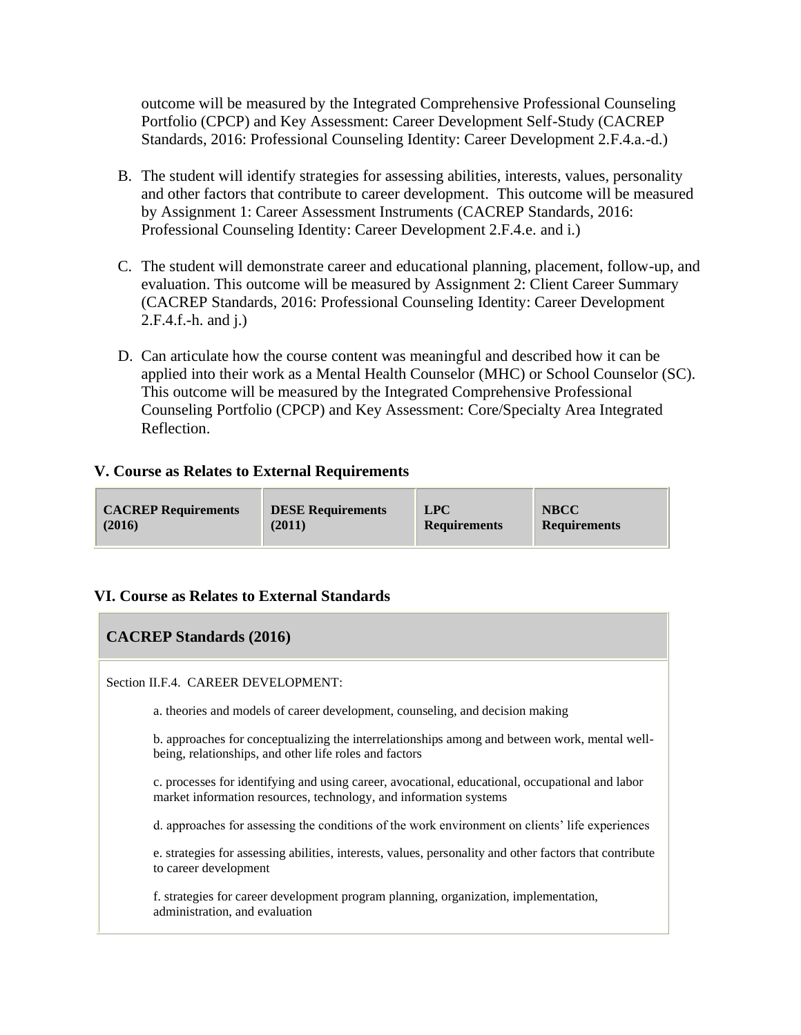outcome will be measured by the Integrated Comprehensive Professional Counseling Portfolio (CPCP) and Key Assessment: Career Development Self-Study (CACREP Standards, 2016: Professional Counseling Identity: Career Development 2.F.4.a.-d.)

B. The student will identify strategies for assessing abilities, interests, values, personality and other factors that contribute to career development. This outcome will be measured by Assignment 1: Career Assessment Instruments (CACREP Standards, 2016: Professional Counseling Identity: Career Development 2.F.4.e. and i.)

C. The student will demonstrate career and educational planning, placement, follow-up, and evaluation. This outcome will be measured by Assignment 2: Client Career Summary (CACREP Standards, 2016: Professional Counseling Identity: Career Development 2.F.4.f.-h. and j.)

D. Can articulate how the course content was meaningful and described how it can be applied into their work as a Mental Health Counselor (MHC) or School Counselor (SC). This outcome will be measured by the Integrated Comprehensive Professional Counseling Portfolio (CPCP) and Key Assessment: Core/Specialty Area Integrated Reflection.

## V. Course as Relates to External Requirements

| CACREP Requirements (2016) | DESE Requirements (2011) | LPC Requirements | NBCC Requirements |
|---|---|---|---|

## VI. Course as Relates to External Standards

| CACREP Standards (2016) |
|---|
| Section II.F.4. CAREER DEVELOPMENT:<br><br>a. theories and models of career development, counseling, and decision making<br><br>b. approaches for conceptualizing the interrelationships among and between work, mental well-being, relationships, and other life roles and factors<br><br>c. processes for identifying and using career, avocational, educational, occupational and labor market information resources, technology, and information systems<br><br>d. approaches for assessing the conditions of the work environment on clients' life experiences<br><br>e. strategies for assessing abilities, interests, values, personality and other factors that contribute to career development<br><br>f. strategies for career development program planning, organization, implementation, administration, and evaluation |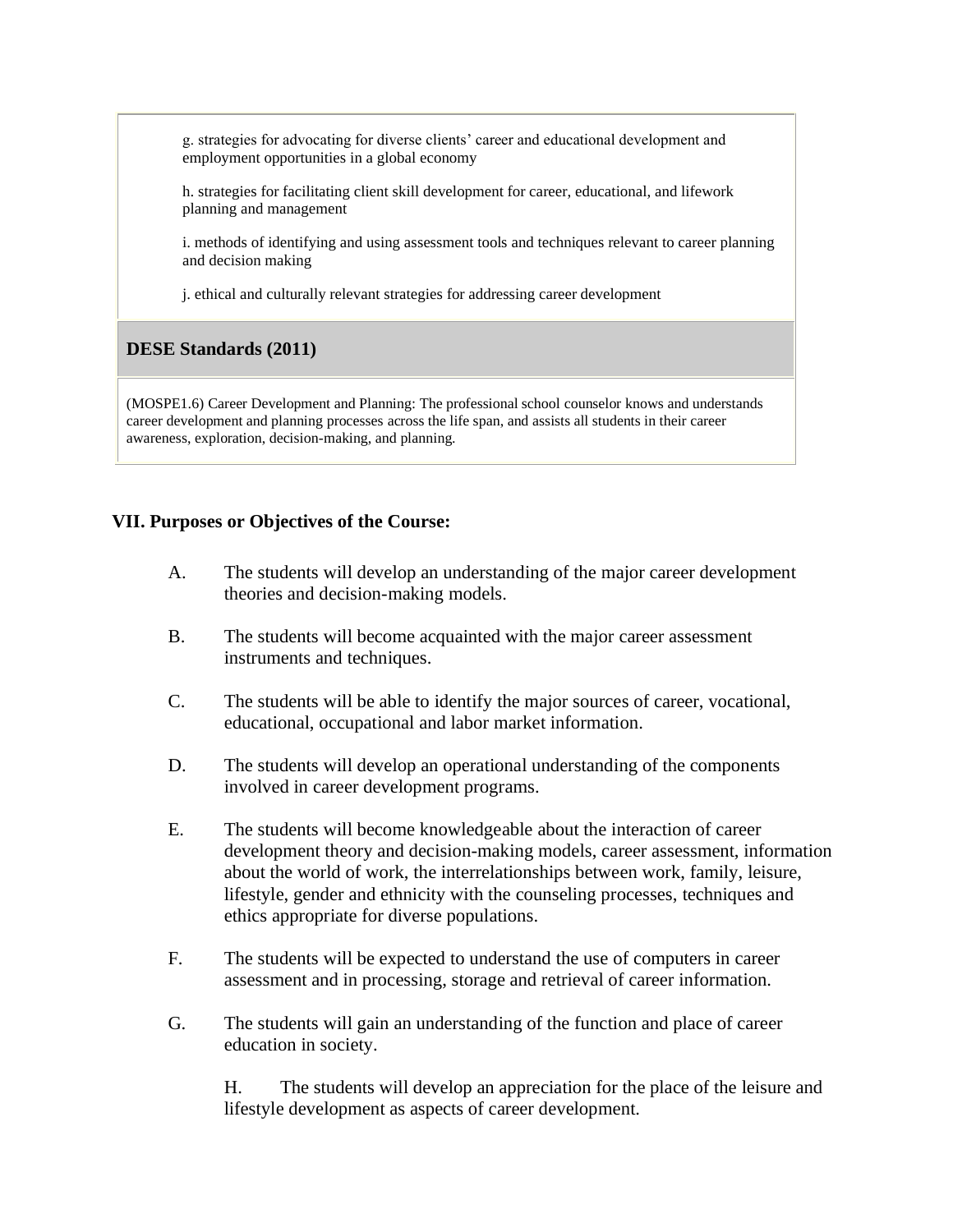g. strategies for advocating for diverse clients' career and educational development and employment opportunities in a global economy

h. strategies for facilitating client skill development for career, educational, and lifework planning and management

i. methods of identifying and using assessment tools and techniques relevant to career planning and decision making

j. ethical and culturally relevant strategies for addressing career development

**DESE Standards (2011)**

(MOSPE1.6) Career Development and Planning: The professional school counselor knows and understands career development and planning processes across the life span, and assists all students in their career awareness, exploration, decision-making, and planning.

## VII. Purposes or Objectives of the Course:

A. The students will develop an understanding of the major career development theories and decision-making models.

B. The students will become acquainted with the major career assessment instruments and techniques.

C. The students will be able to identify the major sources of career, vocational, educational, occupational and labor market information.

D. The students will develop an operational understanding of the components involved in career development programs.

E. The students will become knowledgeable about the interaction of career development theory and decision-making models, career assessment, information about the world of work, the interrelationships between work, family, leisure, lifestyle, gender and ethnicity with the counseling processes, techniques and ethics appropriate for diverse populations.

F. The students will be expected to understand the use of computers in career assessment and in processing, storage and retrieval of career information.

G. The students will gain an understanding of the function and place of career education in society.

H. The students will develop an appreciation for the place of the leisure and lifestyle development as aspects of career development.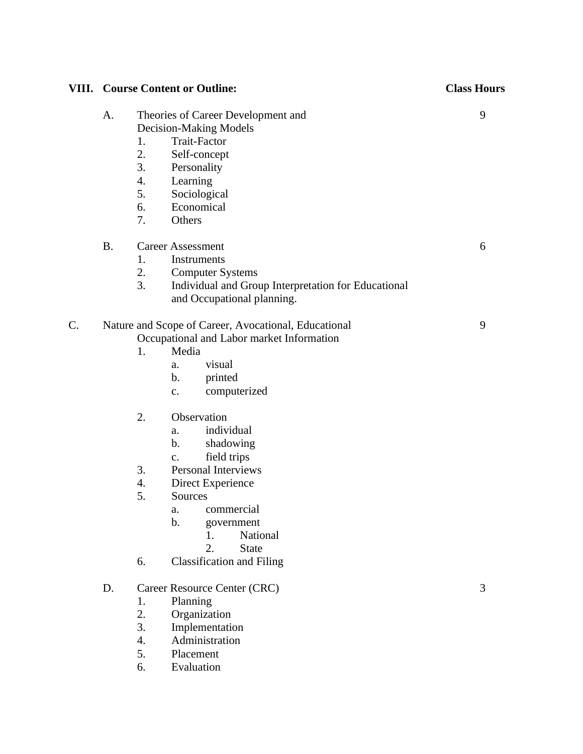## VIII. Course Content or Outline: **Class Hours**

A. Theories of Career Development and Decision-Making Models — 9
   1. Trait-Factor
   2. Self-concept
   3. Personality
   4. Learning
   5. Sociological
   6. Economical
   7. Others

B. Career Assessment — 6
   1. Instruments
   2. Computer Systems
   3. Individual and Group Interpretation for Educational and Occupational planning.

C. Nature and Scope of Career, Avocational, Educational Occupational and Labor market Information — 9
   1. Media
      a. visual
      b. printed
      c. computerized
   2. Observation
      a. individual
      b. shadowing
      c. field trips
   3. Personal Interviews
   4. Direct Experience
   5. Sources
      a. commercial
      b. government
         1. National
         2. State
   6. Classification and Filing

D. Career Resource Center (CRC) — 3
   1. Planning
   2. Organization
   3. Implementation
   4. Administration
   5. Placement
   6. Evaluation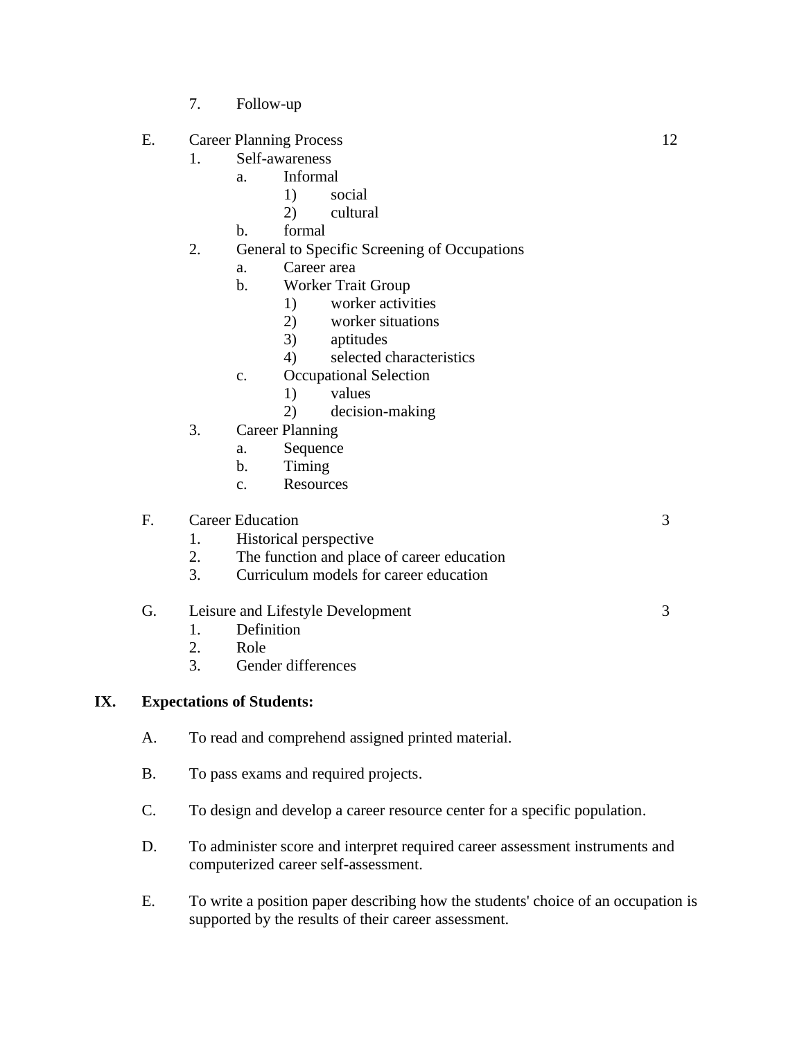7. Follow-up

E. Career Planning Process — 12
   1. Self-awareness
      a. Informal
         1) social
         2) cultural
      b. formal
   2. General to Specific Screening of Occupations
      a. Career area
      b. Worker Trait Group
         1) worker activities
         2) worker situations
         3) aptitudes
         4) selected characteristics
      c. Occupational Selection
         1) values
         2) decision-making
   3. Career Planning
      a. Sequence
      b. Timing
      c. Resources

F. Career Education — 3
   1. Historical perspective
   2. The function and place of career education
   3. Curriculum models for career education

G. Leisure and Lifestyle Development — 3
   1. Definition
   2. Role
   3. Gender differences

## IX. Expectations of Students:

A. To read and comprehend assigned printed material.

B. To pass exams and required projects.

C. To design and develop a career resource center for a specific population.

D. To administer score and interpret required career assessment instruments and computerized career self-assessment.

E. To write a position paper describing how the students' choice of an occupation is supported by the results of their career assessment.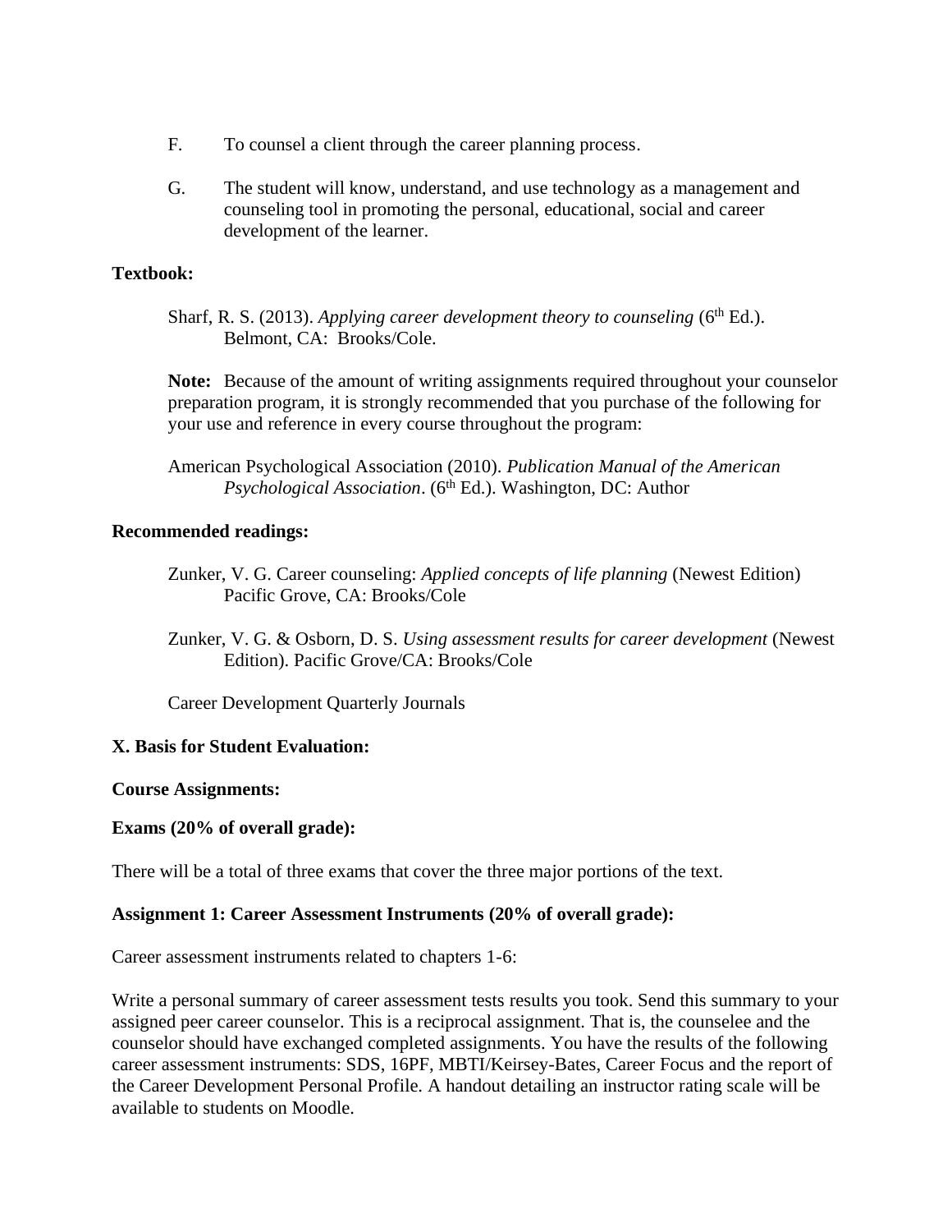F. To counsel a client through the career planning process.

G. The student will know, understand, and use technology as a management and counseling tool in promoting the personal, educational, social and career development of the learner.

**Textbook:**

Sharf, R. S. (2013). *Applying career development theory to counseling* (6th Ed.). Belmont, CA: Brooks/Cole.

**Note:** Because of the amount of writing assignments required throughout your counselor preparation program, it is strongly recommended that you purchase of the following for your use and reference in every course throughout the program:

American Psychological Association (2010). *Publication Manual of the American Psychological Association*. (6th Ed.). Washington, DC: Author

**Recommended readings:**

Zunker, V. G. Career counseling: *Applied concepts of life planning* (Newest Edition) Pacific Grove, CA: Brooks/Cole

Zunker, V. G. & Osborn, D. S. *Using assessment results for career development* (Newest Edition). Pacific Grove/CA: Brooks/Cole

Career Development Quarterly Journals

**X. Basis for Student Evaluation:**

**Course Assignments:**

**Exams (20% of overall grade):**

There will be a total of three exams that cover the three major portions of the text.

**Assignment 1: Career Assessment Instruments (20% of overall grade):**

Career assessment instruments related to chapters 1-6:

Write a personal summary of career assessment tests results you took. Send this summary to your assigned peer career counselor. This is a reciprocal assignment. That is, the counselee and the counselor should have exchanged completed assignments. You have the results of the following career assessment instruments: SDS, 16PF, MBTI/Keirsey-Bates, Career Focus and the report of the Career Development Personal Profile. A handout detailing an instructor rating scale will be available to students on Moodle.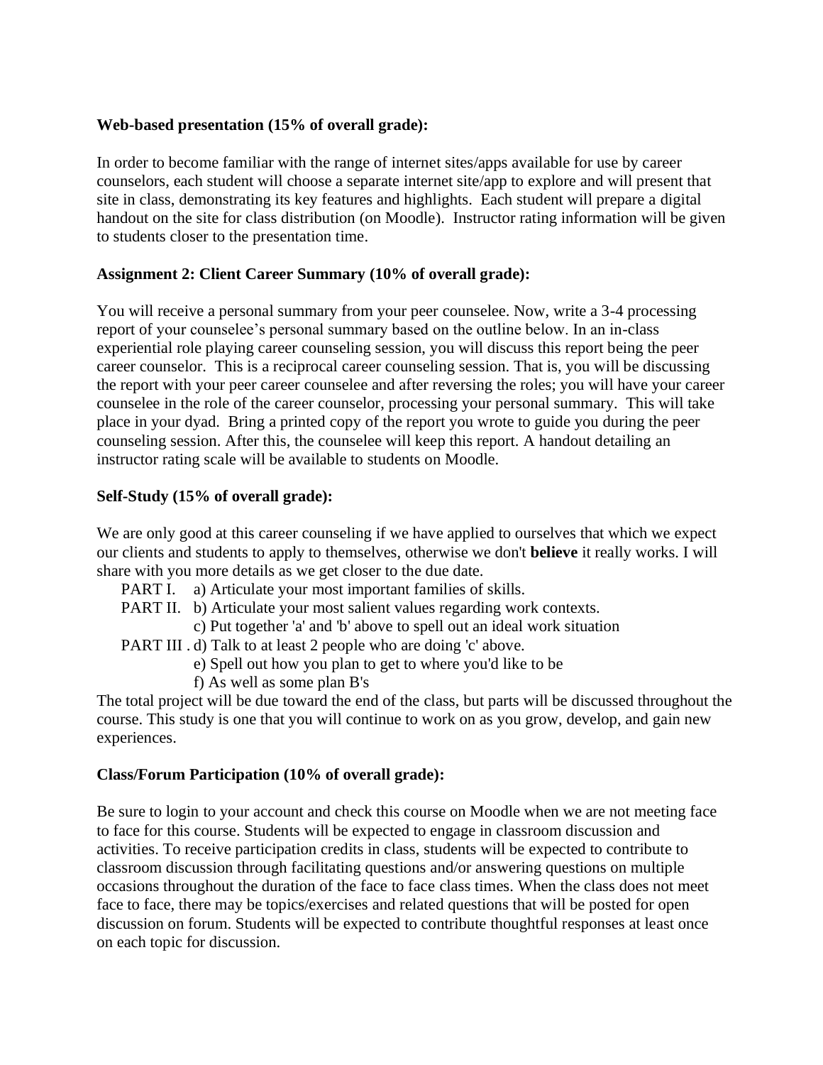**Web-based presentation (15% of overall grade):**

In order to become familiar with the range of internet sites/apps available for use by career counselors, each student will choose a separate internet site/app to explore and will present that site in class, demonstrating its key features and highlights. Each student will prepare a digital handout on the site for class distribution (on Moodle). Instructor rating information will be given to students closer to the presentation time.

**Assignment 2: Client Career Summary (10% of overall grade):**

You will receive a personal summary from your peer counselee. Now, write a 3-4 processing report of your counselee's personal summary based on the outline below. In an in-class experiential role playing career counseling session, you will discuss this report being the peer career counselor. This is a reciprocal career counseling session. That is, you will be discussing the report with your peer career counselee and after reversing the roles; you will have your career counselee in the role of the career counselor, processing your personal summary. This will take place in your dyad. Bring a printed copy of the report you wrote to guide you during the peer counseling session. After this, the counselee will keep this report. A handout detailing an instructor rating scale will be available to students on Moodle.

**Self-Study (15% of overall grade):**

We are only good at this career counseling if we have applied to ourselves that which we expect our clients and students to apply to themselves, otherwise we don't **believe** it really works. I will share with you more details as we get closer to the due date.

PART I. a) Articulate your most important families of skills.

PART II. b) Articulate your most salient values regarding work contexts.
c) Put together 'a' and 'b' above to spell out an ideal work situation

PART III . d) Talk to at least 2 people who are doing 'c' above.
e) Spell out how you plan to get to where you'd like to be
f) As well as some plan B's

The total project will be due toward the end of the class, but parts will be discussed throughout the course. This study is one that you will continue to work on as you grow, develop, and gain new experiences.

**Class/Forum Participation (10% of overall grade):**

Be sure to login to your account and check this course on Moodle when we are not meeting face to face for this course. Students will be expected to engage in classroom discussion and activities. To receive participation credits in class, students will be expected to contribute to classroom discussion through facilitating questions and/or answering questions on multiple occasions throughout the duration of the face to face class times. When the class does not meet face to face, there may be topics/exercises and related questions that will be posted for open discussion on forum. Students will be expected to contribute thoughtful responses at least once on each topic for discussion.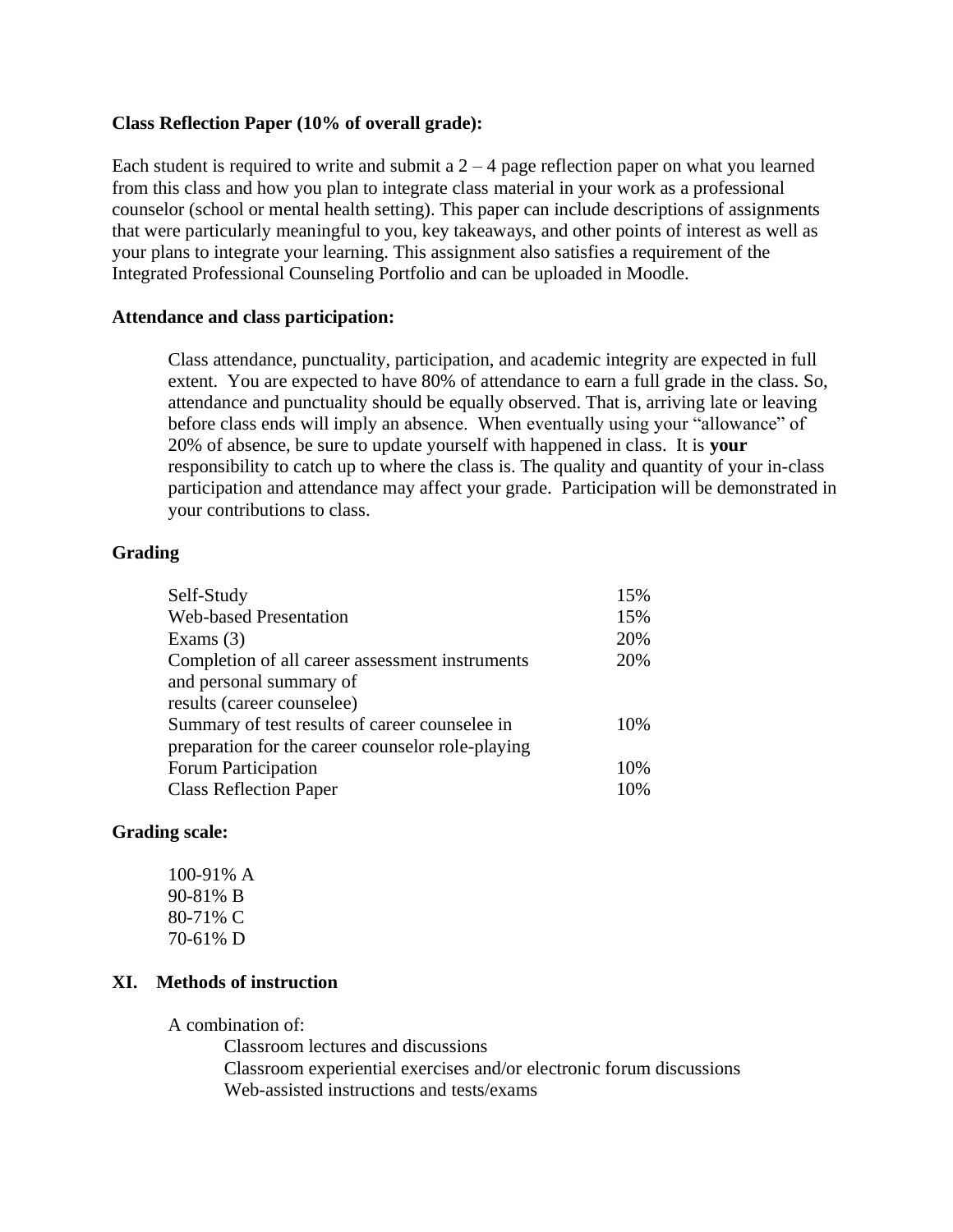**Class Reflection Paper (10% of overall grade):**

Each student is required to write and submit a 2 – 4 page reflection paper on what you learned from this class and how you plan to integrate class material in your work as a professional counselor (school or mental health setting). This paper can include descriptions of assignments that were particularly meaningful to you, key takeaways, and other points of interest as well as your plans to integrate your learning. This assignment also satisfies a requirement of the Integrated Professional Counseling Portfolio and can be uploaded in Moodle.

**Attendance and class participation:**

Class attendance, punctuality, participation, and academic integrity are expected in full extent. You are expected to have 80% of attendance to earn a full grade in the class. So, attendance and punctuality should be equally observed. That is, arriving late or leaving before class ends will imply an absence. When eventually using your "allowance" of 20% of absence, be sure to update yourself with happened in class. It is **your** responsibility to catch up to where the class is. The quality and quantity of your in-class participation and attendance may affect your grade. Participation will be demonstrated in your contributions to class.

**Grading**

| | |
|---|---|
| Self-Study | 15% |
| Web-based Presentation | 15% |
| Exams (3) | 20% |
| Completion of all career assessment instruments and personal summary of results (career counselee) | 20% |
| Summary of test results of career counselee in preparation for the career counselor role-playing | 10% |
| Forum Participation | 10% |
| Class Reflection Paper | 10% |

**Grading scale:**

100-91% A
90-81% B
80-71% C
70-61% D

## XI. Methods of instruction

A combination of:

- Classroom lectures and discussions
- Classroom experiential exercises and/or electronic forum discussions
- Web-assisted instructions and tests/exams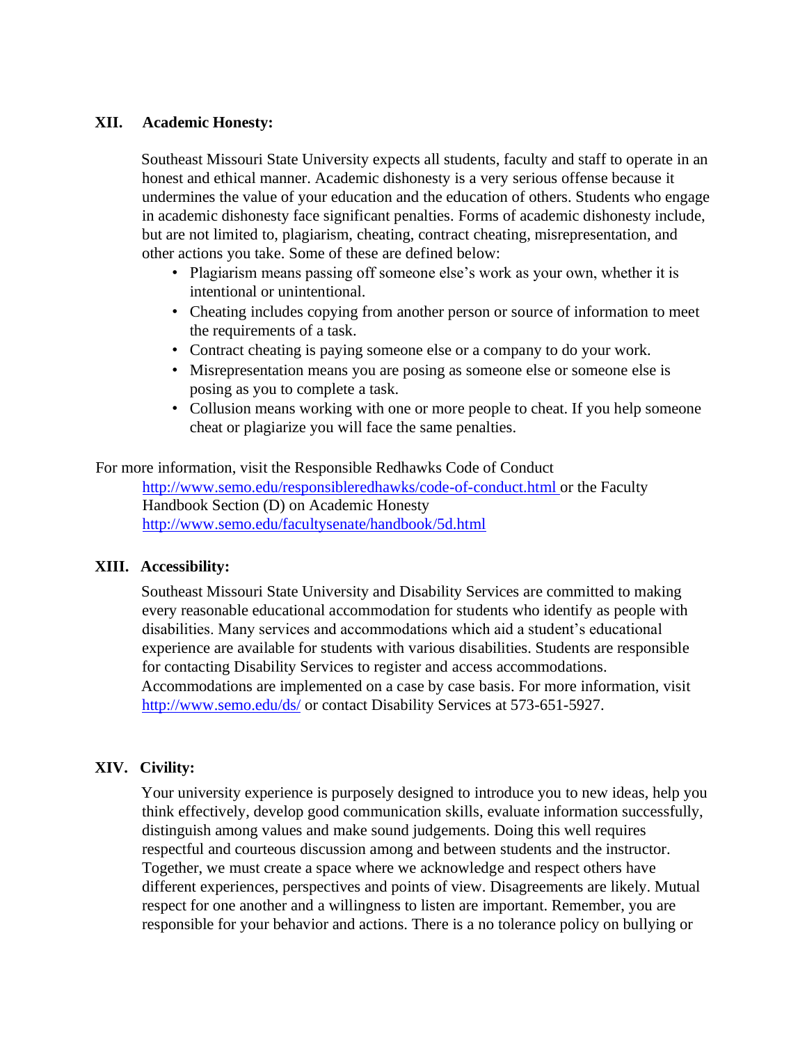## XII. Academic Honesty:

Southeast Missouri State University expects all students, faculty and staff to operate in an honest and ethical manner. Academic dishonesty is a very serious offense because it undermines the value of your education and the education of others. Students who engage in academic dishonesty face significant penalties. Forms of academic dishonesty include, but are not limited to, plagiarism, cheating, contract cheating, misrepresentation, and other actions you take. Some of these are defined below:

- Plagiarism means passing off someone else's work as your own, whether it is intentional or unintentional.
- Cheating includes copying from another person or source of information to meet the requirements of a task.
- Contract cheating is paying someone else or a company to do your work.
- Misrepresentation means you are posing as someone else or someone else is posing as you to complete a task.
- Collusion means working with one or more people to cheat. If you help someone cheat or plagiarize you will face the same penalties.

For more information, visit the Responsible Redhawks Code of Conduct http://www.semo.edu/responsibleredhawks/code-of-conduct.html or the Faculty Handbook Section (D) on Academic Honesty http://www.semo.edu/facultysenate/handbook/5d.html

## XIII. Accessibility:

Southeast Missouri State University and Disability Services are committed to making every reasonable educational accommodation for students who identify as people with disabilities. Many services and accommodations which aid a student's educational experience are available for students with various disabilities. Students are responsible for contacting Disability Services to register and access accommodations. Accommodations are implemented on a case by case basis. For more information, visit http://www.semo.edu/ds/ or contact Disability Services at 573-651-5927.

## XIV. Civility:

Your university experience is purposely designed to introduce you to new ideas, help you think effectively, develop good communication skills, evaluate information successfully, distinguish among values and make sound judgements. Doing this well requires respectful and courteous discussion among and between students and the instructor. Together, we must create a space where we acknowledge and respect others have different experiences, perspectives and points of view. Disagreements are likely. Mutual respect for one another and a willingness to listen are important. Remember, you are responsible for your behavior and actions. There is a no tolerance policy on bullying or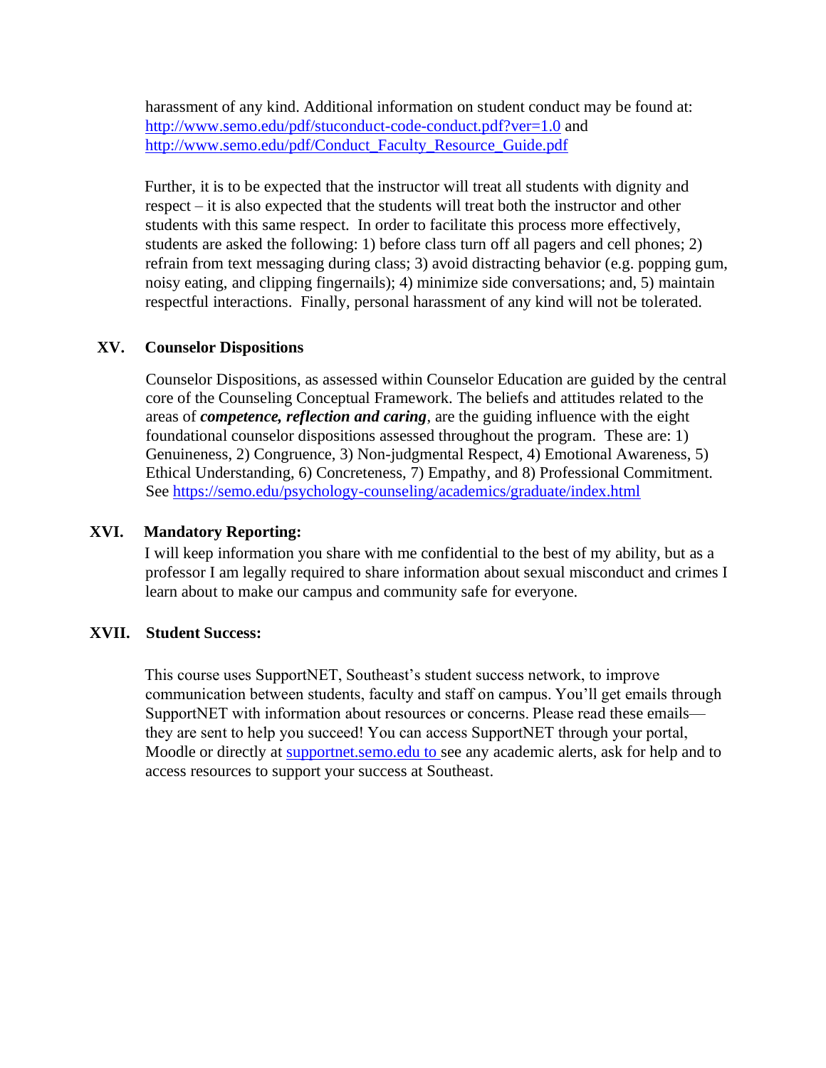harassment of any kind. Additional information on student conduct may be found at: http://www.semo.edu/pdf/stuconduct-code-conduct.pdf?ver=1.0 and http://www.semo.edu/pdf/Conduct_Faculty_Resource_Guide.pdf

Further, it is to be expected that the instructor will treat all students with dignity and respect – it is also expected that the students will treat both the instructor and other students with this same respect. In order to facilitate this process more effectively, students are asked the following: 1) before class turn off all pagers and cell phones; 2) refrain from text messaging during class; 3) avoid distracting behavior (e.g. popping gum, noisy eating, and clipping fingernails); 4) minimize side conversations; and, 5) maintain respectful interactions. Finally, personal harassment of any kind will not be tolerated.

## XV. Counselor Dispositions

Counselor Dispositions, as assessed within Counselor Education are guided by the central core of the Counseling Conceptual Framework. The beliefs and attitudes related to the areas of ***competence, reflection and caring***, are the guiding influence with the eight foundational counselor dispositions assessed throughout the program. These are: 1) Genuineness, 2) Congruence, 3) Non-judgmental Respect, 4) Emotional Awareness, 5) Ethical Understanding, 6) Concreteness, 7) Empathy, and 8) Professional Commitment. See https://semo.edu/psychology-counseling/academics/graduate/index.html

## XVI. Mandatory Reporting:

I will keep information you share with me confidential to the best of my ability, but as a professor I am legally required to share information about sexual misconduct and crimes I learn about to make our campus and community safe for everyone.

## XVII. Student Success:

This course uses SupportNET, Southeast's student success network, to improve communication between students, faculty and staff on campus. You'll get emails through SupportNET with information about resources or concerns. Please read these emails—they are sent to help you succeed! You can access SupportNET through your portal, Moodle or directly at supportnet.semo.edu to see any academic alerts, ask for help and to access resources to support your success at Southeast.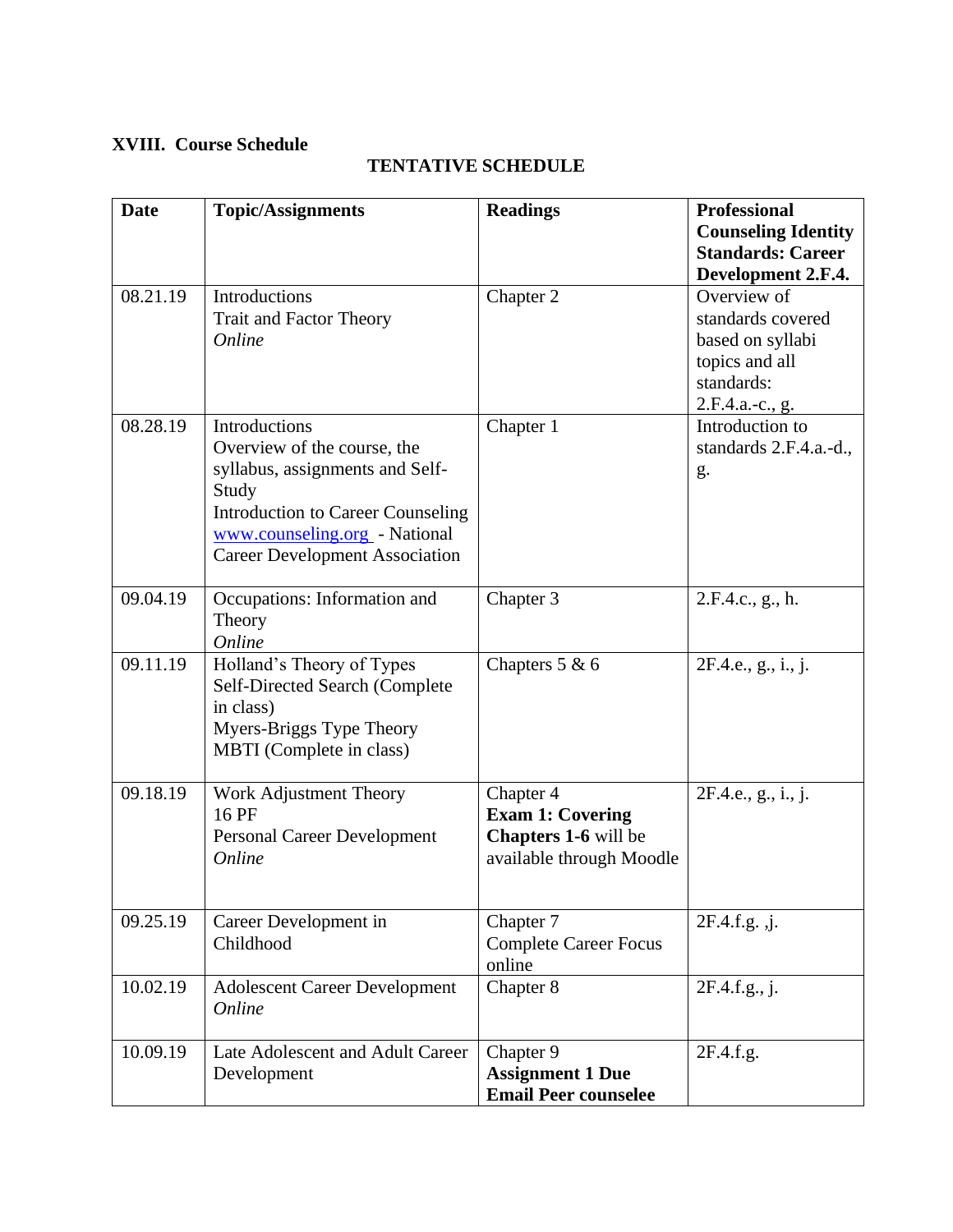**XVIII. Course Schedule**

**TENTATIVE SCHEDULE**

| **Date** | **Topic/Assignments** | **Readings** | **Professional Counseling Identity Standards: Career Development 2.F.4.** |
|---|---|---|---|
| 08.21.19 | Introductions<br>Trait and Factor Theory<br>*Online* | Chapter 2 | Overview of standards covered based on syllabi topics and all standards: 2.F.4.a.-c., g. |
| 08.28.19 | Introductions<br>Overview of the course, the syllabus, assignments and Self-Study<br>Introduction to Career Counseling<br>[www.counseling.org](http://www.counseling.org) - National Career Development Association | Chapter 1 | Introduction to standards 2.F.4.a.-d., g. |
| 09.04.19 | Occupations: Information and Theory<br>*Online* | Chapter 3 | 2.F.4.c., g., h. |
| 09.11.19 | Holland's Theory of Types<br>Self-Directed Search (Complete in class)<br>Myers-Briggs Type Theory<br>MBTI (Complete in class) | Chapters 5 & 6 | 2F.4.e., g., i., j. |
| 09.18.19 | Work Adjustment Theory<br>16 PF<br>Personal Career Development<br>*Online* | Chapter 4<br>**Exam 1: Covering Chapters 1-6** will be available through Moodle | 2F.4.e., g., i., j. |
| 09.25.19 | Career Development in Childhood | Chapter 7<br>Complete Career Focus online | 2F.4.f.g. ,j. |
| 10.02.19 | Adolescent Career Development<br>*Online* | Chapter 8 | 2F.4.f.g., j. |
| 10.09.19 | Late Adolescent and Adult Career Development | Chapter 9<br>**Assignment 1 Due**<br>**Email Peer counselee** | 2F.4.f.g. |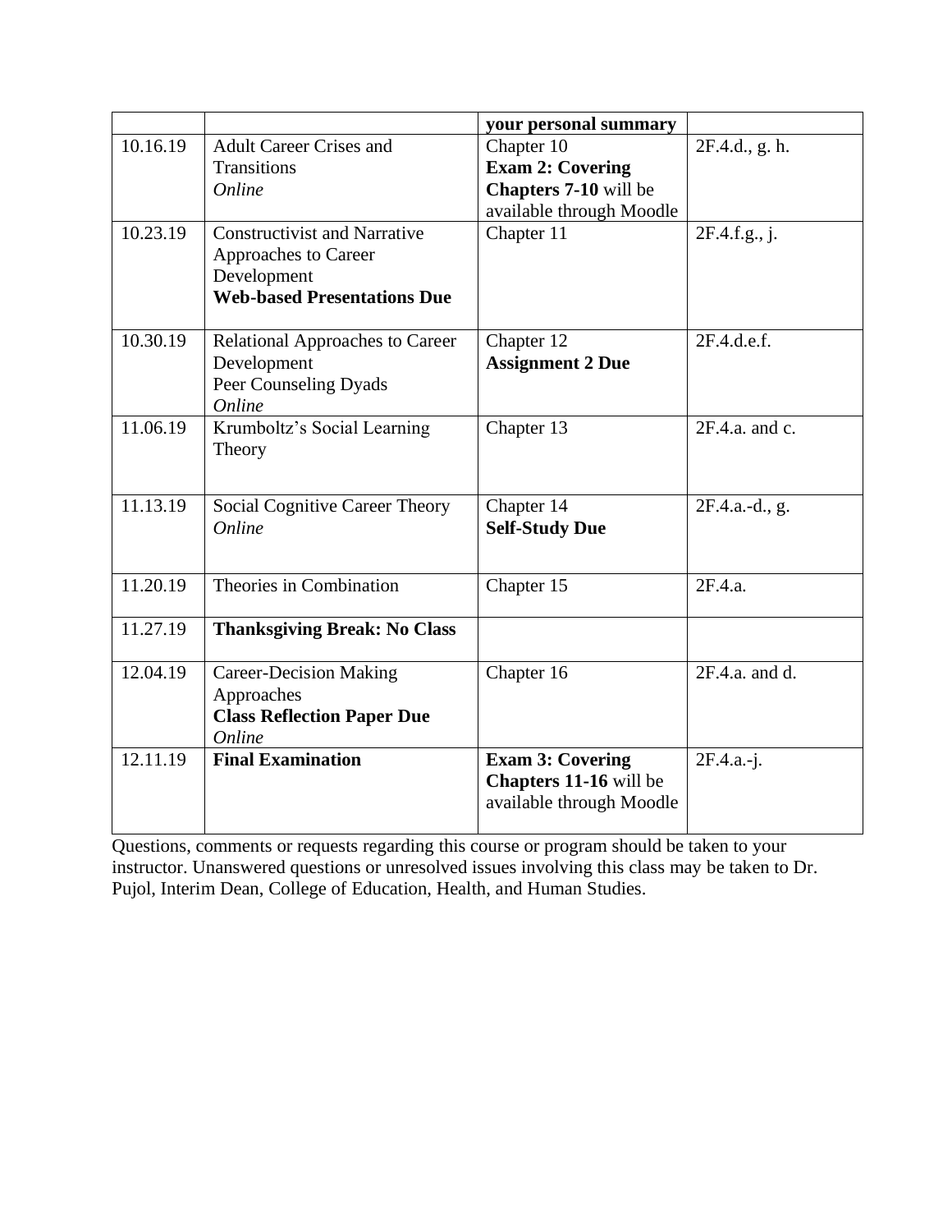| | | | |
|---|---|---|---|
| | | **your personal summary** | |
| 10.16.19 | Adult Career Crises and Transitions *Online* | Chapter 10 **Exam 2: Covering Chapters 7-10** will be available through Moodle | 2F.4.d., g. h. |
| 10.23.19 | Constructivist and Narrative Approaches to Career Development **Web-based Presentations Due** | Chapter 11 | 2F.4.f.g., j. |
| 10.30.19 | Relational Approaches to Career Development Peer Counseling Dyads *Online* | Chapter 12 **Assignment 2 Due** | 2F.4.d.e.f. |
| 11.06.19 | Krumboltz's Social Learning Theory | Chapter 13 | 2F.4.a. and c. |
| 11.13.19 | Social Cognitive Career Theory *Online* | Chapter 14 **Self-Study Due** | 2F.4.a.-d., g. |
| 11.20.19 | Theories in Combination | Chapter 15 | 2F.4.a. |
| 11.27.19 | **Thanksgiving Break: No Class** | | |
| 12.04.19 | Career-Decision Making Approaches **Class Reflection Paper Due** *Online* | Chapter 16 | 2F.4.a. and d. |
| 12.11.19 | **Final Examination** | **Exam 3: Covering Chapters 11-16** will be available through Moodle | 2F.4.a.-j. |

Questions, comments or requests regarding this course or program should be taken to your instructor. Unanswered questions or unresolved issues involving this class may be taken to Dr. Pujol, Interim Dean, College of Education, Health, and Human Studies.